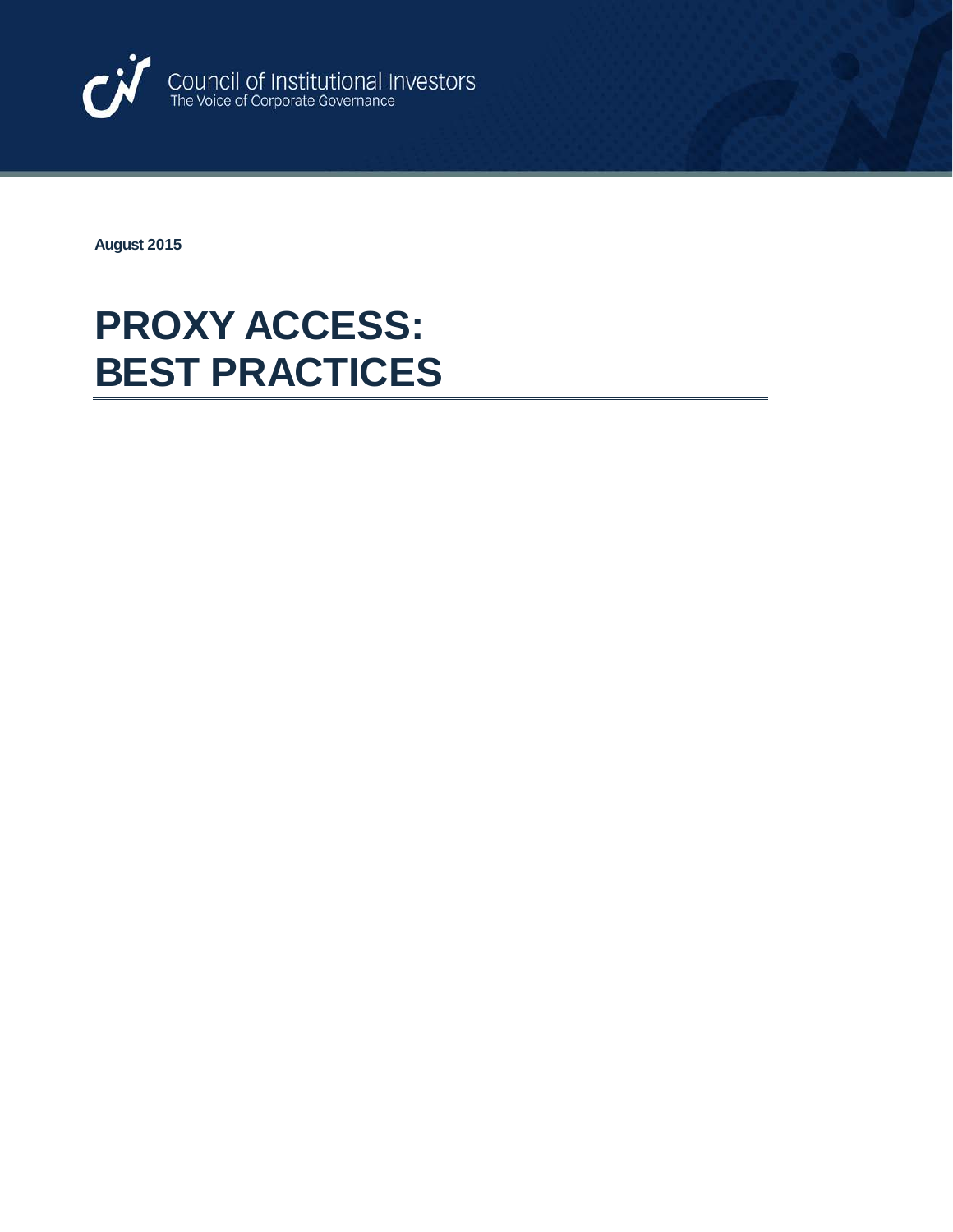Council of Institutional Investors
The Voice of Corporate Governance

**August 2015**

# PROXY ACCESS: BEST PRACTICES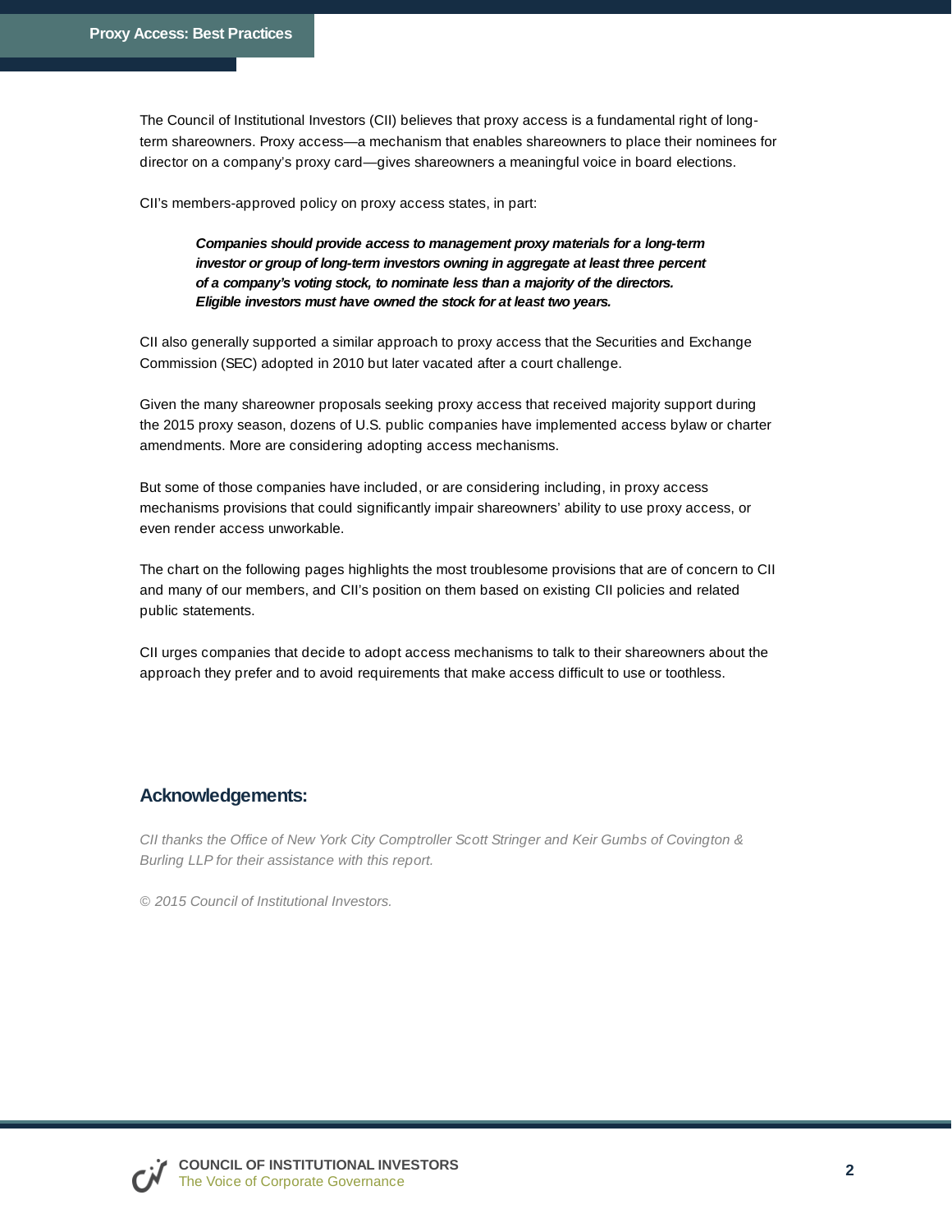The Council of Institutional Investors (CII) believes that proxy access is a fundamental right of long-term shareowners. Proxy access—a mechanism that enables shareowners to place their nominees for director on a company's proxy card—gives shareowners a meaningful voice in board elections.

CII's members-approved policy on proxy access states, in part:

> ***Companies should provide access to management proxy materials for a long-term investor or group of long-term investors owning in aggregate at least three percent of a company's voting stock, to nominate less than a majority of the directors. Eligible investors must have owned the stock for at least two years.***

CII also generally supported a similar approach to proxy access that the Securities and Exchange Commission (SEC) adopted in 2010 but later vacated after a court challenge.

Given the many shareowner proposals seeking proxy access that received majority support during the 2015 proxy season, dozens of U.S. public companies have implemented access bylaw or charter amendments. More are considering adopting access mechanisms.

But some of those companies have included, or are considering including, in proxy access mechanisms provisions that could significantly impair shareowners' ability to use proxy access, or even render access unworkable.

The chart on the following pages highlights the most troublesome provisions that are of concern to CII and many of our members, and CII's position on them based on existing CII policies and related public statements.

CII urges companies that decide to adopt access mechanisms to talk to their shareowners about the approach they prefer and to avoid requirements that make access difficult to use or toothless.

## Acknowledgements:

*CII thanks the Office of New York City Comptroller Scott Stringer and Keir Gumbs of Covington & Burling LLP for their assistance with this report.*

*© 2015 Council of Institutional Investors.*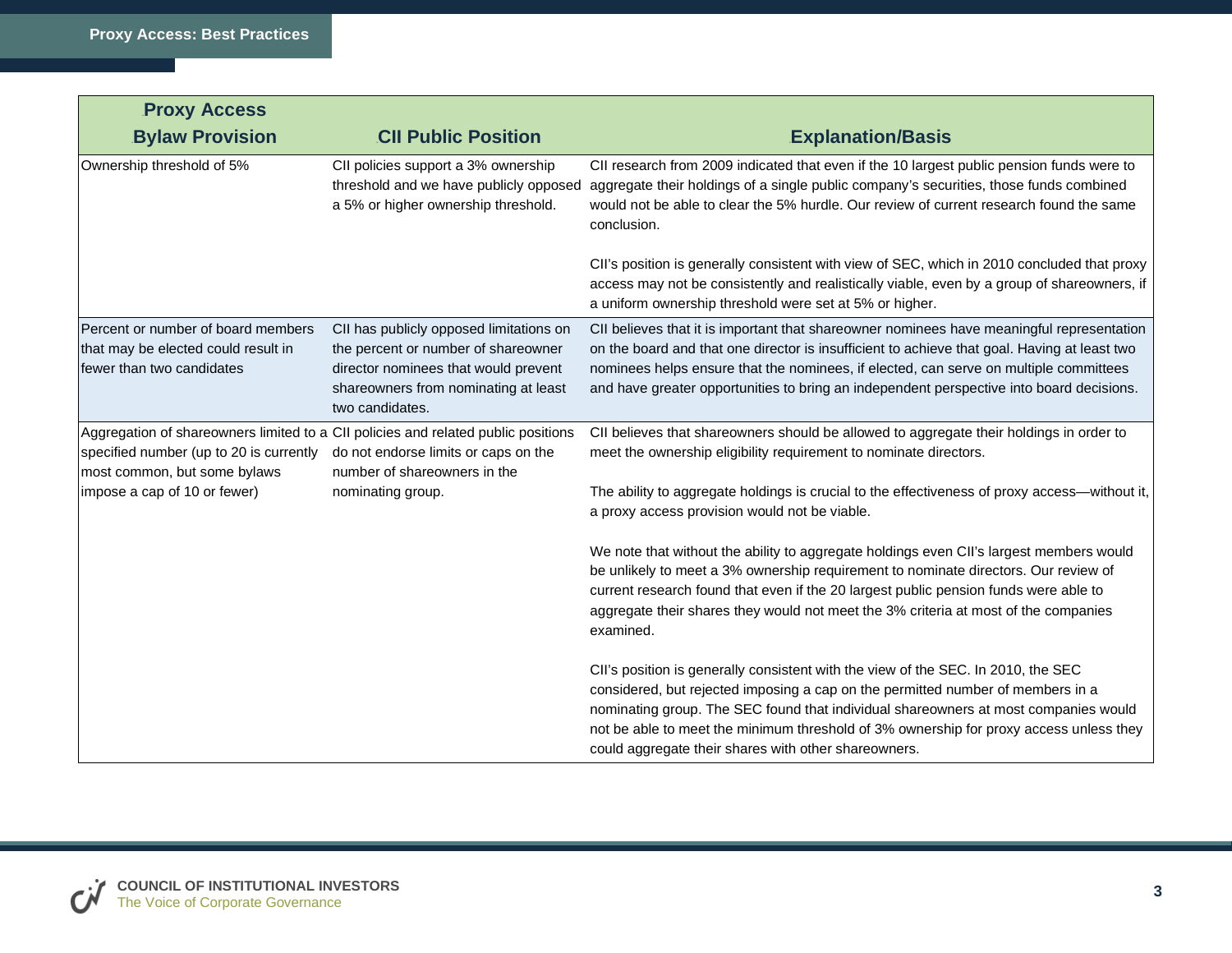| Proxy Access Bylaw Provision | CII Public Position | Explanation/Basis |
|---|---|---|
| Ownership threshold of 5% | CII policies support a 3% ownership threshold and we have publicly opposed a 5% or higher ownership threshold. | CII research from 2009 indicated that even if the 10 largest public pension funds were to aggregate their holdings of a single public company's securities, those funds combined would not be able to clear the 5% hurdle. Our review of current research found the same conclusion.<br><br>CII's position is generally consistent with view of SEC, which in 2010 concluded that proxy access may not be consistently and realistically viable, even by a group of shareowners, if a uniform ownership threshold were set at 5% or higher. |
| Percent or number of board members that may be elected could result in fewer than two candidates | CII has publicly opposed limitations on the percent or number of shareowner director nominees that would prevent shareowners from nominating at least two candidates. | CII believes that it is important that shareowner nominees have meaningful representation on the board and that one director is insufficient to achieve that goal. Having at least two nominees helps ensure that the nominees, if elected, can serve on multiple committees and have greater opportunities to bring an independent perspective into board decisions. |
| Aggregation of shareowners limited to a specified number (up to 20 is currently most common, but some bylaws impose a cap of 10 or fewer) | CII policies and related public positions do not endorse limits or caps on the number of shareowners in the nominating group. | CII believes that shareowners should be allowed to aggregate their holdings in order to meet the ownership eligibility requirement to nominate directors.<br><br>The ability to aggregate holdings is crucial to the effectiveness of proxy access—without it, a proxy access provision would not be viable.<br><br>We note that without the ability to aggregate holdings even CII's largest members would be unlikely to meet a 3% ownership requirement to nominate directors. Our review of current research found that even if the 20 largest public pension funds were able to aggregate their shares they would not meet the 3% criteria at most of the companies examined.<br><br>CII's position is generally consistent with the view of the SEC. In 2010, the SEC considered, but rejected imposing a cap on the permitted number of members in a nominating group. The SEC found that individual shareowners at most companies would not be able to meet the minimum threshold of 3% ownership for proxy access unless they could aggregate their shares with other shareowners. |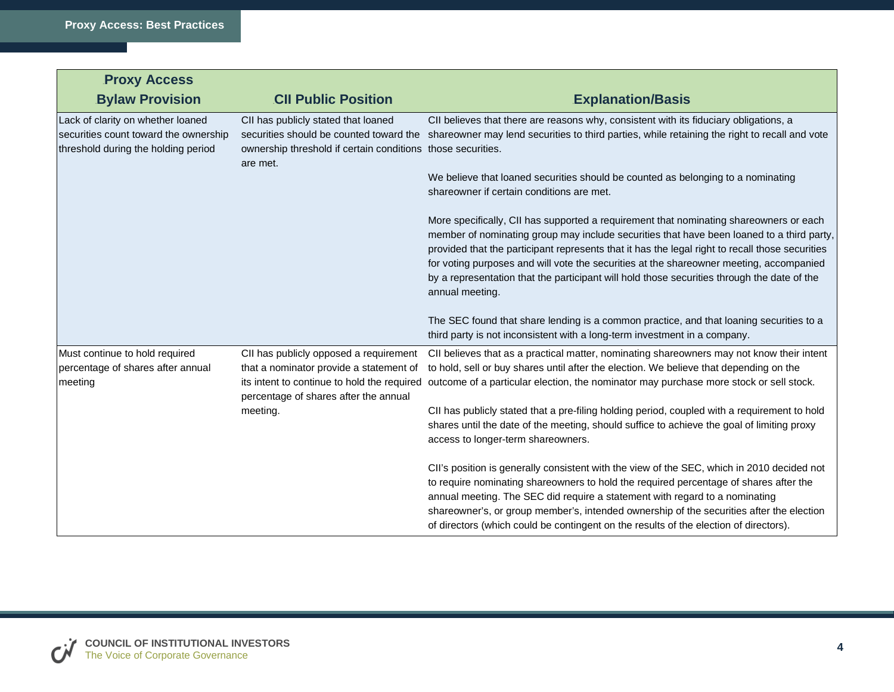| Proxy Access Bylaw Provision | CII Public Position | Explanation/Basis |
|---|---|---|
| Lack of clarity on whether loaned securities count toward the ownership threshold during the holding period | CII has publicly stated that loaned securities should be counted toward the ownership threshold if certain conditions are met. | CII believes that there are reasons why, consistent with its fiduciary obligations, a shareowner may lend securities to third parties, while retaining the right to recall and vote those securities.<br><br>We believe that loaned securities should be counted as belonging to a nominating shareowner if certain conditions are met.<br><br>More specifically, CII has supported a requirement that nominating shareowners or each member of nominating group may include securities that have been loaned to a third party, provided that the participant represents that it has the legal right to recall those securities for voting purposes and will vote the securities at the shareowner meeting, accompanied by a representation that the participant will hold those securities through the date of the annual meeting.<br><br>The SEC found that share lending is a common practice, and that loaning securities to a third party is not inconsistent with a long-term investment in a company. |
| Must continue to hold required percentage of shares after annual meeting | CII has publicly opposed a requirement that a nominator provide a statement of its intent to continue to hold the required percentage of shares after the annual meeting. | CII believes that as a practical matter, nominating shareowners may not know their intent to hold, sell or buy shares until after the election. We believe that depending on the outcome of a particular election, the nominator may purchase more stock or sell stock.<br><br>CII has publicly stated that a pre-filing holding period, coupled with a requirement to hold shares until the date of the meeting, should suffice to achieve the goal of limiting proxy access to longer-term shareowners.<br><br>CII's position is generally consistent with the view of the SEC, which in 2010 decided not to require nominating shareowners to hold the required percentage of shares after the annual meeting. The SEC did require a statement with regard to a nominating shareowner's, or group member's, intended ownership of the securities after the election of directors (which could be contingent on the results of the election of directors). |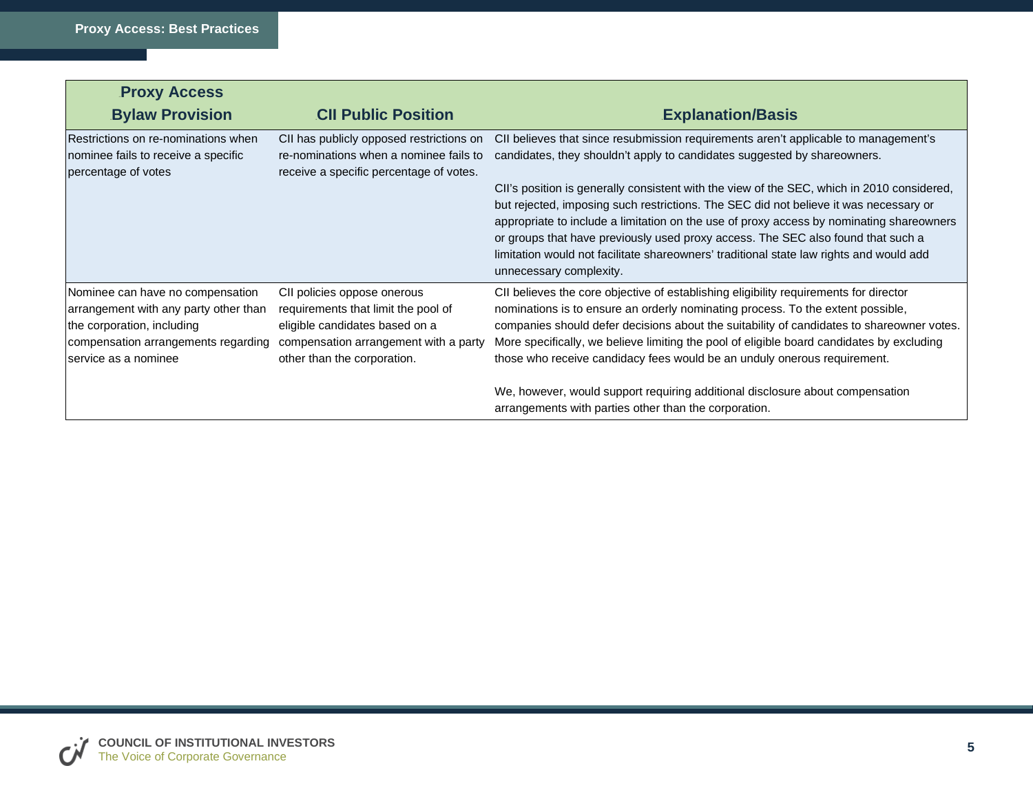| Proxy Access Bylaw Provision | CII Public Position | Explanation/Basis |
| --- | --- | --- |
| Restrictions on re-nominations when nominee fails to receive a specific percentage of votes | CII has publicly opposed restrictions on re-nominations when a nominee fails to receive a specific percentage of votes. | CII believes that since resubmission requirements aren't applicable to management's candidates, they shouldn't apply to candidates suggested by shareowners.<br><br>CII's position is generally consistent with the view of the SEC, which in 2010 considered, but rejected, imposing such restrictions. The SEC did not believe it was necessary or appropriate to include a limitation on the use of proxy access by nominating shareowners or groups that have previously used proxy access. The SEC also found that such a limitation would not facilitate shareowners' traditional state law rights and would add unnecessary complexity. |
| Nominee can have no compensation arrangement with any party other than the corporation, including compensation arrangements regarding service as a nominee | CII policies oppose onerous requirements that limit the pool of eligible candidates based on a compensation arrangement with a party other than the corporation. | CII believes the core objective of establishing eligibility requirements for director nominations is to ensure an orderly nominating process. To the extent possible, companies should defer decisions about the suitability of candidates to shareowner votes. More specifically, we believe limiting the pool of eligible board candidates by excluding those who receive candidacy fees would be an unduly onerous requirement.<br><br>We, however, would support requiring additional disclosure about compensation arrangements with parties other than the corporation. |